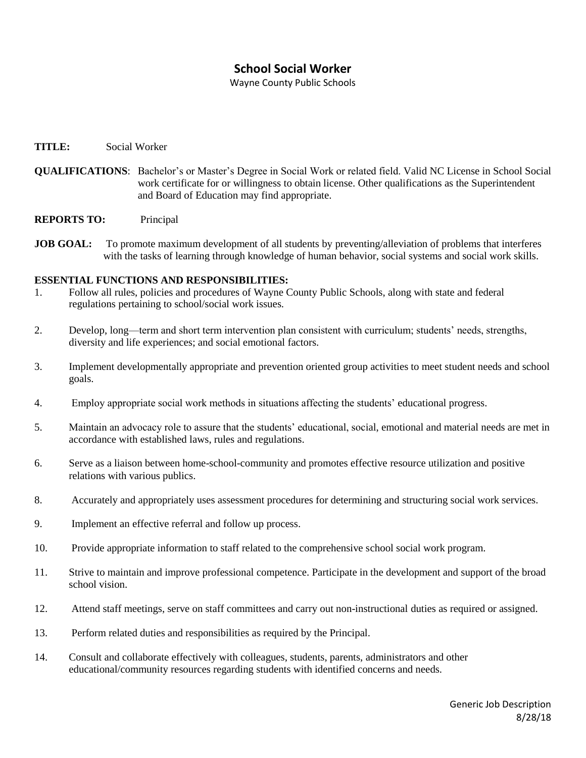# School Social Worker

Wayne County Public Schools

**TITLE:** Social Worker

**QUALIFICATIONS**: Bachelor's or Master's Degree in Social Work or related field. Valid NC License in School Social work certificate for or willingness to obtain license. Other qualifications as the Superintendent and Board of Education may find appropriate.

**REPORTS TO:** Principal

**JOB GOAL:** To promote maximum development of all students by preventing/alleviation of problems that interferes with the tasks of learning through knowledge of human behavior, social systems and social work skills.

**ESSENTIAL FUNCTIONS AND RESPONSIBILITIES:**

1. Follow all rules, policies and procedures of Wayne County Public Schools, along with state and federal regulations pertaining to school/social work issues.

2. Develop, long—term and short term intervention plan consistent with curriculum; students' needs, strengths, diversity and life experiences; and social emotional factors.

3. Implement developmentally appropriate and prevention oriented group activities to meet student needs and school goals.

4. Employ appropriate social work methods in situations affecting the students' educational progress.

5. Maintain an advocacy role to assure that the students' educational, social, emotional and material needs are met in accordance with established laws, rules and regulations.

6. Serve as a liaison between home-school-community and promotes effective resource utilization and positive relations with various publics.

8. Accurately and appropriately uses assessment procedures for determining and structuring social work services.

9. Implement an effective referral and follow up process.

10. Provide appropriate information to staff related to the comprehensive school social work program.

11. Strive to maintain and improve professional competence. Participate in the development and support of the broad school vision.

12. Attend staff meetings, serve on staff committees and carry out non-instructional duties as required or assigned.

13. Perform related duties and responsibilities as required by the Principal.

14. Consult and collaborate effectively with colleagues, students, parents, administrators and other educational/community resources regarding students with identified concerns and needs.

Generic Job Description
8/28/18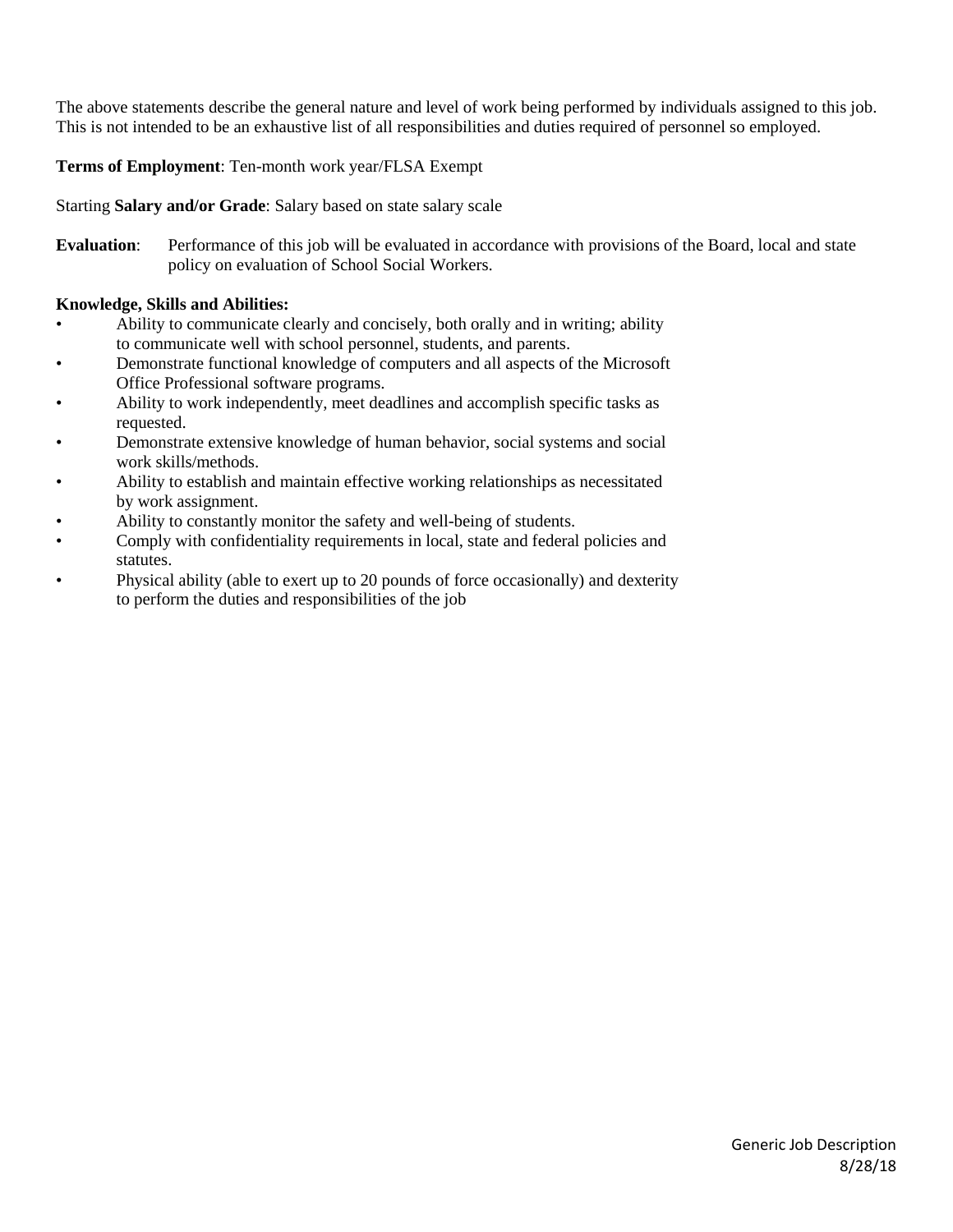The above statements describe the general nature and level of work being performed by individuals assigned to this job. This is not intended to be an exhaustive list of all responsibilities and duties required of personnel so employed.

**Terms of Employment**: Ten-month work year/FLSA Exempt

Starting **Salary and/or Grade**: Salary based on state salary scale

**Evaluation**: Performance of this job will be evaluated in accordance with provisions of the Board, local and state policy on evaluation of School Social Workers.

**Knowledge, Skills and Abilities:**

- Ability to communicate clearly and concisely, both orally and in writing; ability to communicate well with school personnel, students, and parents.
- Demonstrate functional knowledge of computers and all aspects of the Microsoft Office Professional software programs.
- Ability to work independently, meet deadlines and accomplish specific tasks as requested.
- Demonstrate extensive knowledge of human behavior, social systems and social work skills/methods.
- Ability to establish and maintain effective working relationships as necessitated by work assignment.
- Ability to constantly monitor the safety and well-being of students.
- Comply with confidentiality requirements in local, state and federal policies and statutes.
- Physical ability (able to exert up to 20 pounds of force occasionally) and dexterity to perform the duties and responsibilities of the job